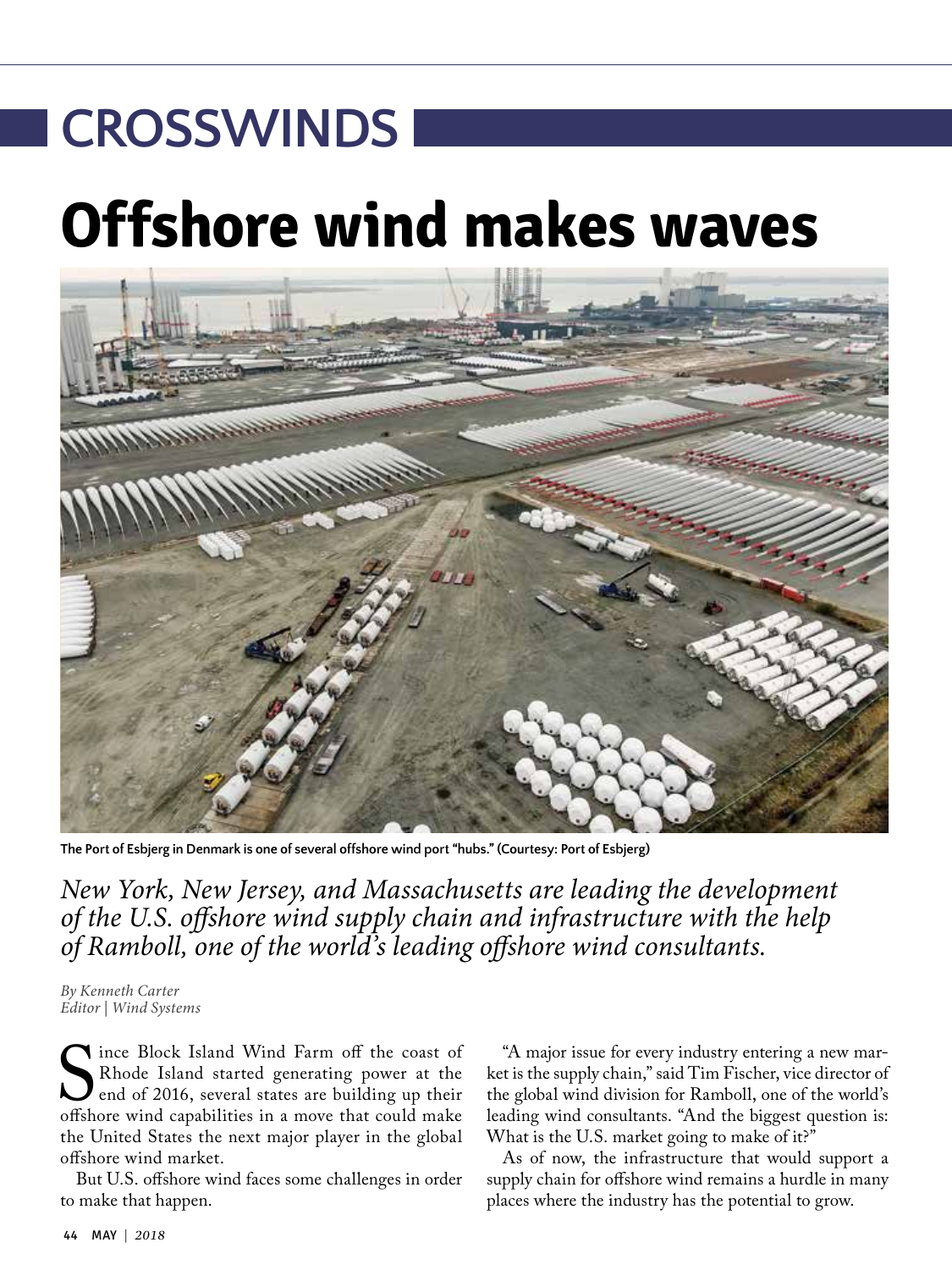# CROSSWINDS

# Offshore wind makes waves

The Port of Esbjerg in Denmark is one of several offshore wind port "hubs." (Courtesy: Port of Esbjerg)

*New York, New Jersey, and Massachusetts are leading the development of the U.S. offshore wind supply chain and infrastructure with the help of Ramboll, one of the world's leading offshore wind consultants.*

*By Kenneth Carter*
*Editor | Wind Systems*

Since Block Island Wind Farm off the coast of Rhode Island started generating power at the end of 2016, several states are building up their offshore wind capabilities in a move that could make the United States the next major player in the global offshore wind market.

But U.S. offshore wind faces some challenges in order to make that happen.

"A major issue for every industry entering a new market is the supply chain," said Tim Fischer, vice director of the global wind division for Ramboll, one of the world's leading wind consultants. "And the biggest question is: What is the U.S. market going to make of it?"

As of now, the infrastructure that would support a supply chain for offshore wind remains a hurdle in many places where the industry has the potential to grow.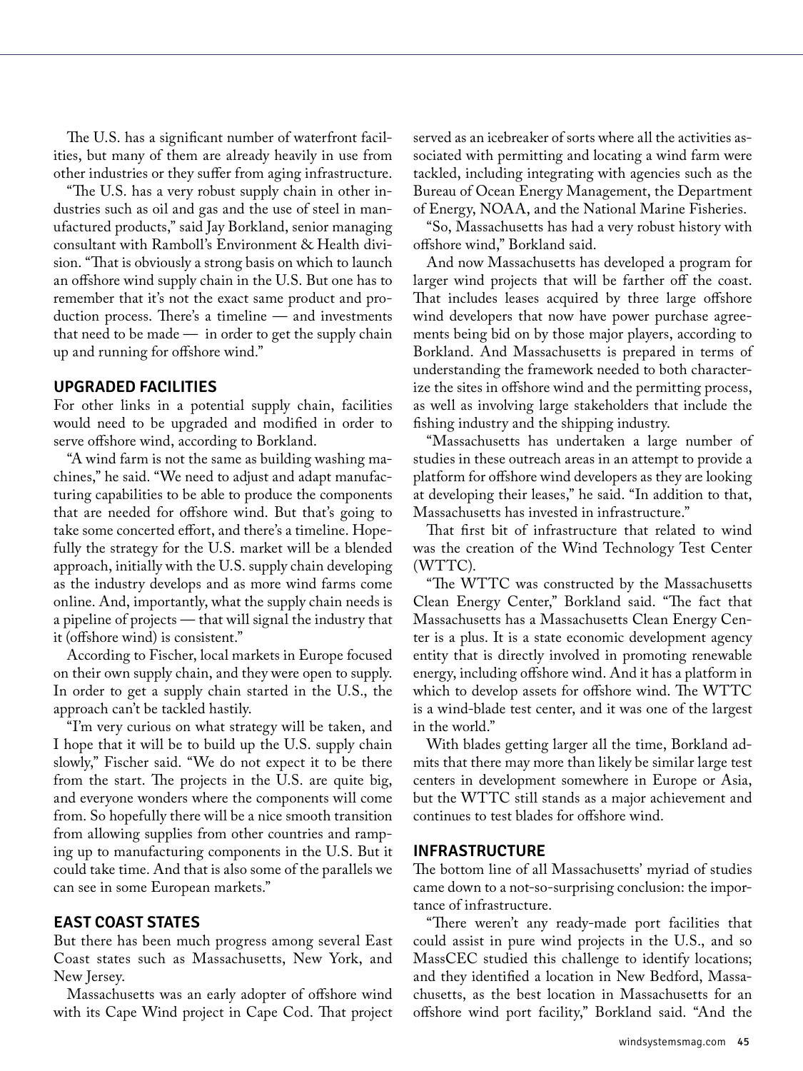The U.S. has a significant number of waterfront facilities, but many of them are already heavily in use from other industries or they suffer from aging infrastructure.

"The U.S. has a very robust supply chain in other industries such as oil and gas and the use of steel in manufactured products," said Jay Borkland, senior managing consultant with Ramboll's Environment & Health division. "That is obviously a strong basis on which to launch an offshore wind supply chain in the U.S. But one has to remember that it's not the exact same product and production process. There's a timeline — and investments that need to be made — in order to get the supply chain up and running for offshore wind."

## UPGRADED FACILITIES

For other links in a potential supply chain, facilities would need to be upgraded and modified in order to serve offshore wind, according to Borkland.

"A wind farm is not the same as building washing machines," he said. "We need to adjust and adapt manufacturing capabilities to be able to produce the components that are needed for offshore wind. But that's going to take some concerted effort, and there's a timeline. Hopefully the strategy for the U.S. market will be a blended approach, initially with the U.S. supply chain developing as the industry develops and as more wind farms come online. And, importantly, what the supply chain needs is a pipeline of projects — that will signal the industry that it (offshore wind) is consistent."

According to Fischer, local markets in Europe focused on their own supply chain, and they were open to supply. In order to get a supply chain started in the U.S., the approach can't be tackled hastily.

"I'm very curious on what strategy will be taken, and I hope that it will be to build up the U.S. supply chain slowly," Fischer said. "We do not expect it to be there from the start. The projects in the U.S. are quite big, and everyone wonders where the components will come from. So hopefully there will be a nice smooth transition from allowing supplies from other countries and ramping up to manufacturing components in the U.S. But it could take time. And that is also some of the parallels we can see in some European markets."

## EAST COAST STATES

But there has been much progress among several East Coast states such as Massachusetts, New York, and New Jersey.

Massachusetts was an early adopter of offshore wind with its Cape Wind project in Cape Cod. That project served as an icebreaker of sorts where all the activities associated with permitting and locating a wind farm were tackled, including integrating with agencies such as the Bureau of Ocean Energy Management, the Department of Energy, NOAA, and the National Marine Fisheries.

"So, Massachusetts has had a very robust history with offshore wind," Borkland said.

And now Massachusetts has developed a program for larger wind projects that will be farther off the coast. That includes leases acquired by three large offshore wind developers that now have power purchase agreements being bid on by those major players, according to Borkland. And Massachusetts is prepared in terms of understanding the framework needed to both characterize the sites in offshore wind and the permitting process, as well as involving large stakeholders that include the fishing industry and the shipping industry.

"Massachusetts has undertaken a large number of studies in these outreach areas in an attempt to provide a platform for offshore wind developers as they are looking at developing their leases," he said. "In addition to that, Massachusetts has invested in infrastructure."

That first bit of infrastructure that related to wind was the creation of the Wind Technology Test Center (WTTC).

"The WTTC was constructed by the Massachusetts Clean Energy Center," Borkland said. "The fact that Massachusetts has a Massachusetts Clean Energy Center is a plus. It is a state economic development agency entity that is directly involved in promoting renewable energy, including offshore wind. And it has a platform in which to develop assets for offshore wind. The WTTC is a wind-blade test center, and it was one of the largest in the world."

With blades getting larger all the time, Borkland admits that there may more than likely be similar large test centers in development somewhere in Europe or Asia, but the WTTC still stands as a major achievement and continues to test blades for offshore wind.

## INFRASTRUCTURE

The bottom line of all Massachusetts' myriad of studies came down to a not-so-surprising conclusion: the importance of infrastructure.

"There weren't any ready-made port facilities that could assist in pure wind projects in the U.S., and so MassCEC studied this challenge to identify locations; and they identified a location in New Bedford, Massachusetts, as the best location in Massachusetts for an offshore wind port facility," Borkland said. "And the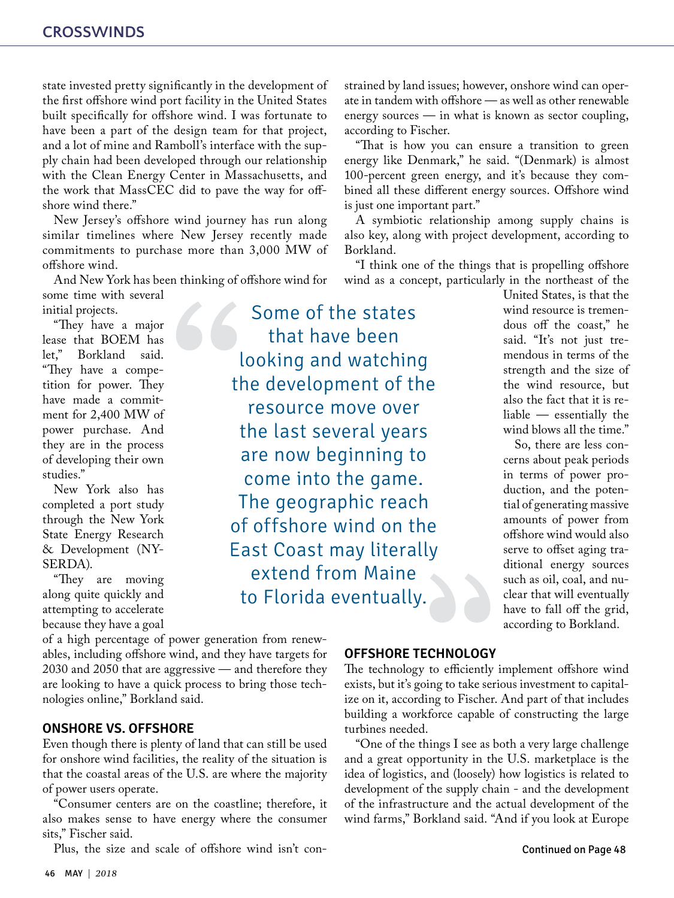state invested pretty significantly in the development of the first offshore wind port facility in the United States built specifically for offshore wind. I was fortunate to have been a part of the design team for that project, and a lot of mine and Ramboll's interface with the supply chain had been developed through our relationship with the Clean Energy Center in Massachusetts, and the work that MassCEC did to pave the way for offshore wind there."

New Jersey's offshore wind journey has run along similar timelines where New Jersey recently made commitments to purchase more than 3,000 MW of offshore wind.

And New York has been thinking of offshore wind for some time with several initial projects.

"They have a major lease that BOEM has let," Borkland said. "They have a competition for power. They have made a commitment for 2,400 MW of power purchase. And they are in the process of developing their own studies."

New York also has completed a port study through the New York State Energy Research & Development (NYSERDA).

"They are moving along quite quickly and attempting to accelerate because they have a goal of a high percentage of power generation from renewables, including offshore wind, and they have targets for 2030 and 2050 that are aggressive — and therefore they are looking to have a quick process to bring those technologies online," Borkland said.

> Some of the states that have been looking and watching the development of the resource move over the last several years are now beginning to come into the game. The geographic reach of offshore wind on the East Coast may literally extend from Maine to Florida eventually.

## ONSHORE VS. OFFSHORE

Even though there is plenty of land that can still be used for onshore wind facilities, the reality of the situation is that the coastal areas of the U.S. are where the majority of power users operate.

"Consumer centers are on the coastline; therefore, it also makes sense to have energy where the consumer sits," Fischer said.

Plus, the size and scale of offshore wind isn't constrained by land issues; however, onshore wind can operate in tandem with offshore — as well as other renewable energy sources — in what is known as sector coupling, according to Fischer.

"That is how you can ensure a transition to green energy like Denmark," he said. "(Denmark) is almost 100-percent green energy, and it's because they combined all these different energy sources. Offshore wind is just one important part."

A symbiotic relationship among supply chains is also key, along with project development, according to Borkland.

"I think one of the things that is propelling offshore wind as a concept, particularly in the northeast of the United States, is that the wind resource is tremendous off the coast," he said. "It's not just tremendous in terms of the strength and the size of the wind resource, but also the fact that it is reliable — essentially the wind blows all the time."

So, there are less concerns about peak periods in terms of power production, and the potential of generating massive amounts of power from offshore wind would also serve to offset aging traditional energy sources such as oil, coal, and nuclear that will eventually have to fall off the grid, according to Borkland.

## OFFSHORE TECHNOLOGY

The technology to efficiently implement offshore wind exists, but it's going to take serious investment to capitalize on it, according to Fischer. And part of that includes building a workforce capable of constructing the large turbines needed.

"One of the things I see as both a very large challenge and a great opportunity in the U.S. marketplace is the idea of logistics, and (loosely) how logistics is related to development of the supply chain - and the development of the infrastructure and the actual development of the wind farms," Borkland said. "And if you look at Europe

Continued on Page 48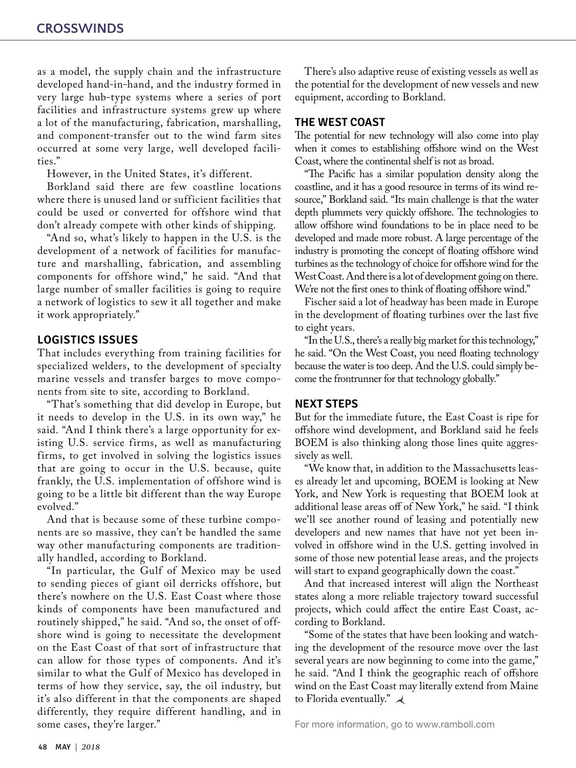as a model, the supply chain and the infrastructure developed hand-in-hand, and the industry formed in very large hub-type systems where a series of port facilities and infrastructure systems grew up where a lot of the manufacturing, fabrication, marshalling, and component-transfer out to the wind farm sites occurred at some very large, well developed facilities."

However, in the United States, it's different.

Borkland said there are few coastline locations where there is unused land or sufficient facilities that could be used or converted for offshore wind that don't already compete with other kinds of shipping.

"And so, what's likely to happen in the U.S. is the development of a network of facilities for manufacture and marshalling, fabrication, and assembling components for offshore wind," he said. "And that large number of smaller facilities is going to require a network of logistics to sew it all together and make it work appropriately."

## LOGISTICS ISSUES

That includes everything from training facilities for specialized welders, to the development of specialty marine vessels and transfer barges to move components from site to site, according to Borkland.

"That's something that did develop in Europe, but it needs to develop in the U.S. in its own way," he said. "And I think there's a large opportunity for existing U.S. service firms, as well as manufacturing firms, to get involved in solving the logistics issues that are going to occur in the U.S. because, quite frankly, the U.S. implementation of offshore wind is going to be a little bit different than the way Europe evolved."

And that is because some of these turbine components are so massive, they can't be handled the same way other manufacturing components are traditionally handled, according to Borkland.

"In particular, the Gulf of Mexico may be used to sending pieces of giant oil derricks offshore, but there's nowhere on the U.S. East Coast where those kinds of components have been manufactured and routinely shipped," he said. "And so, the onset of offshore wind is going to necessitate the development on the East Coast of that sort of infrastructure that can allow for those types of components. And it's similar to what the Gulf of Mexico has developed in terms of how they service, say, the oil industry, but it's also different in that the components are shaped differently, they require different handling, and in some cases, they're larger."

There's also adaptive reuse of existing vessels as well as the potential for the development of new vessels and new equipment, according to Borkland.

## THE WEST COAST

The potential for new technology will also come into play when it comes to establishing offshore wind on the West Coast, where the continental shelf is not as broad.

"The Pacific has a similar population density along the coastline, and it has a good resource in terms of its wind resource," Borkland said. "Its main challenge is that the water depth plummets very quickly offshore. The technologies to allow offshore wind foundations to be in place need to be developed and made more robust. A large percentage of the industry is promoting the concept of floating offshore wind turbines as the technology of choice for offshore wind for the West Coast. And there is a lot of development going on there. We're not the first ones to think of floating offshore wind."

Fischer said a lot of headway has been made in Europe in the development of floating turbines over the last five to eight years.

"In the U.S., there's a really big market for this technology," he said. "On the West Coast, you need floating technology because the water is too deep. And the U.S. could simply become the frontrunner for that technology globally."

## NEXT STEPS

But for the immediate future, the East Coast is ripe for offshore wind development, and Borkland said he feels BOEM is also thinking along those lines quite aggressively as well.

"We know that, in addition to the Massachusetts leases already let and upcoming, BOEM is looking at New York, and New York is requesting that BOEM look at additional lease areas off of New York," he said. "I think we'll see another round of leasing and potentially new developers and new names that have not yet been involved in offshore wind in the U.S. getting involved in some of those new potential lease areas, and the projects will start to expand geographically down the coast."

And that increased interest will align the Northeast states along a more reliable trajectory toward successful projects, which could affect the entire East Coast, according to Borkland.

"Some of the states that have been looking and watching the development of the resource move over the last several years are now beginning to come into the game," he said. "And I think the geographic reach of offshore wind on the East Coast may literally extend from Maine to Florida eventually."

For more information, go to www.ramboll.com